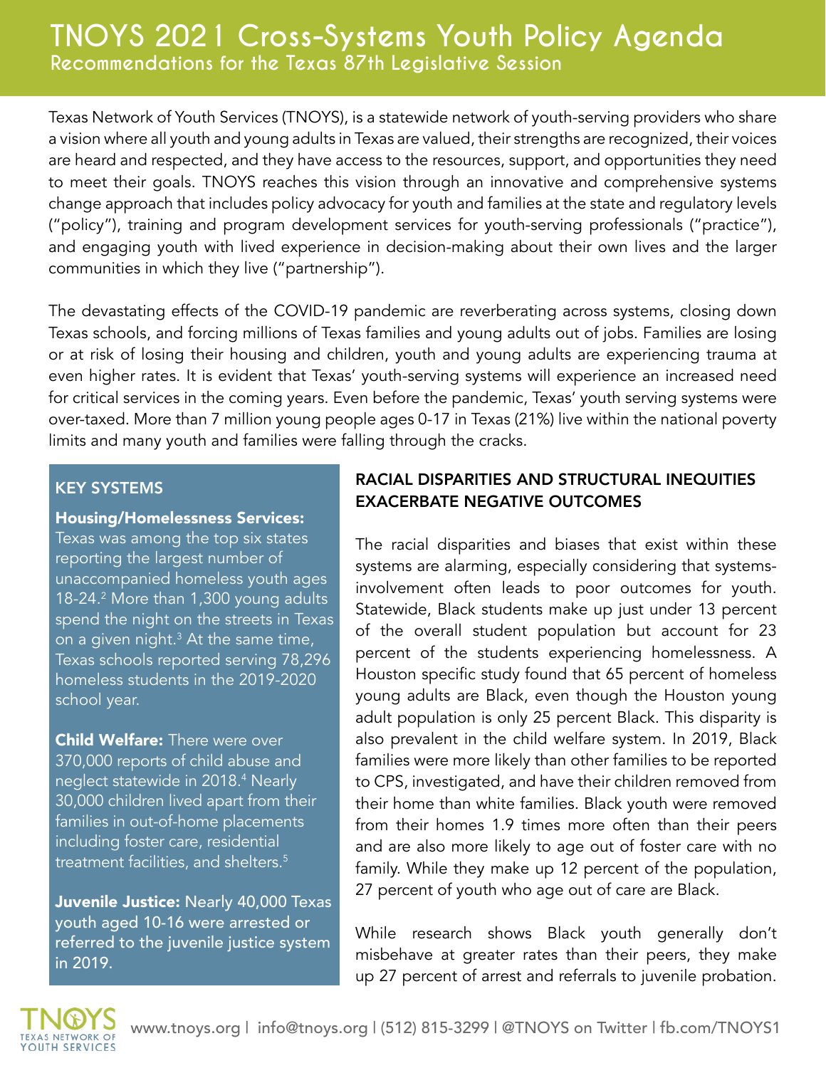# TNOYS 2021 Cross-Systems Youth Policy Agenda

## Recommendations for the Texas 87th Legislative Session

Texas Network of Youth Services (TNOYS), is a statewide network of youth-serving providers who share a vision where all youth and young adults in Texas are valued, their strengths are recognized, their voices are heard and respected, and they have access to the resources, support, and opportunities they need to meet their goals. TNOYS reaches this vision through an innovative and comprehensive systems change approach that includes policy advocacy for youth and families at the state and regulatory levels ("policy"), training and program development services for youth-serving professionals ("practice"), and engaging youth with lived experience in decision-making about their own lives and the larger communities in which they live ("partnership").

The devastating effects of the COVID-19 pandemic are reverberating across systems, closing down Texas schools, and forcing millions of Texas families and young adults out of jobs. Families are losing or at risk of losing their housing and children, youth and young adults are experiencing trauma at even higher rates. It is evident that Texas' youth-serving systems will experience an increased need for critical services in the coming years. Even before the pandemic, Texas' youth serving systems were over-taxed. More than 7 million young people ages 0-17 in Texas (21%) live within the national poverty limits and many youth and families were falling through the cracks.

### KEY SYSTEMS

**Housing/Homelessness Services:** Texas was among the top six states reporting the largest number of unaccompanied homeless youth ages 18-24.[2] More than 1,300 young adults spend the night on the streets in Texas on a given night.[3] At the same time, Texas schools reported serving 78,296 homeless students in the 2019-2020 school year.

**Child Welfare:** There were over 370,000 reports of child abuse and neglect statewide in 2018.[4] Nearly 30,000 children lived apart from their families in out-of-home placements including foster care, residential treatment facilities, and shelters.[5]

**Juvenile Justice:** Nearly 40,000 Texas youth aged 10-16 were arrested or referred to the juvenile justice system in 2019.

### RACIAL DISPARITIES AND STRUCTURAL INEQUITIES EXACERBATE NEGATIVE OUTCOMES

The racial disparities and biases that exist within these systems are alarming, especially considering that systems-involvement often leads to poor outcomes for youth. Statewide, Black students make up just under 13 percent of the overall student population but account for 23 percent of the students experiencing homelessness. A Houston specific study found that 65 percent of homeless young adults are Black, even though the Houston young adult population is only 25 percent Black. This disparity is also prevalent in the child welfare system. In 2019, Black families were more likely than other families to be reported to CPS, investigated, and have their children removed from their home than white families. Black youth were removed from their homes 1.9 times more often than their peers and are also more likely to age out of foster care with no family. While they make up 12 percent of the population, 27 percent of youth who age out of care are Black.

While research shows Black youth generally don't misbehave at greater rates than their peers, they make up 27 percent of arrest and referrals to juvenile probation.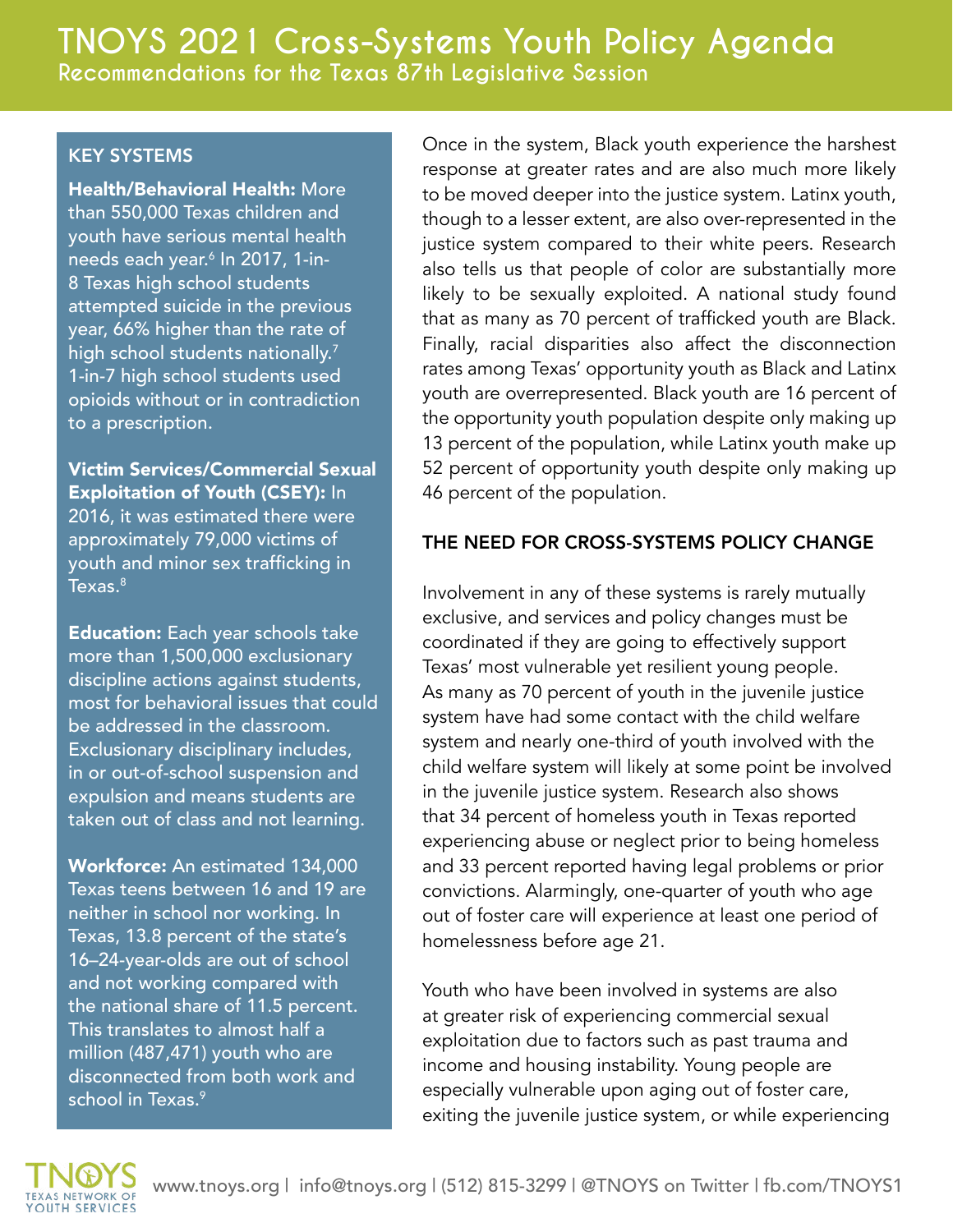## KEY SYSTEMS

**Health/Behavioral Health:** More than 550,000 Texas children and youth have serious mental health needs each year.[6] In 2017, 1-in-8 Texas high school students attempted suicide in the previous year, 66% higher than the rate of high school students nationally.[7] 1-in-7 high school students used opioids without or in contradiction to a prescription.

**Victim Services/Commercial Sexual Exploitation of Youth (CSEY):** In 2016, it was estimated there were approximately 79,000 victims of youth and minor sex trafficking in Texas.[8]

**Education:** Each year schools take more than 1,500,000 exclusionary discipline actions against students, most for behavioral issues that could be addressed in the classroom. Exclusionary disciplinary includes, in or out-of-school suspension and expulsion and means students are taken out of class and not learning.

**Workforce:** An estimated 134,000 Texas teens between 16 and 19 are neither in school nor working. In Texas, 13.8 percent of the state's 16–24-year-olds are out of school and not working compared with the national share of 11.5 percent. This translates to almost half a million (487,471) youth who are disconnected from both work and school in Texas.[9]

Once in the system, Black youth experience the harshest response at greater rates and are also much more likely to be moved deeper into the justice system. Latinx youth, though to a lesser extent, are also over-represented in the justice system compared to their white peers. Research also tells us that people of color are substantially more likely to be sexually exploited. A national study found that as many as 70 percent of trafficked youth are Black. Finally, racial disparities also affect the disconnection rates among Texas' opportunity youth as Black and Latinx youth are overrepresented. Black youth are 16 percent of the opportunity youth population despite only making up 13 percent of the population, while Latinx youth make up 52 percent of opportunity youth despite only making up 46 percent of the population.

## THE NEED FOR CROSS-SYSTEMS POLICY CHANGE

Involvement in any of these systems is rarely mutually exclusive, and services and policy changes must be coordinated if they are going to effectively support Texas' most vulnerable yet resilient young people. As many as 70 percent of youth in the juvenile justice system have had some contact with the child welfare system and nearly one-third of youth involved with the child welfare system will likely at some point be involved in the juvenile justice system. Research also shows that 34 percent of homeless youth in Texas reported experiencing abuse or neglect prior to being homeless and 33 percent reported having legal problems or prior convictions. Alarmingly, one-quarter of youth who age out of foster care will experience at least one period of homelessness before age 21.

Youth who have been involved in systems are also at greater risk of experiencing commercial sexual exploitation due to factors such as past trauma and income and housing instability. Young people are especially vulnerable upon aging out of foster care, exiting the juvenile justice system, or while experiencing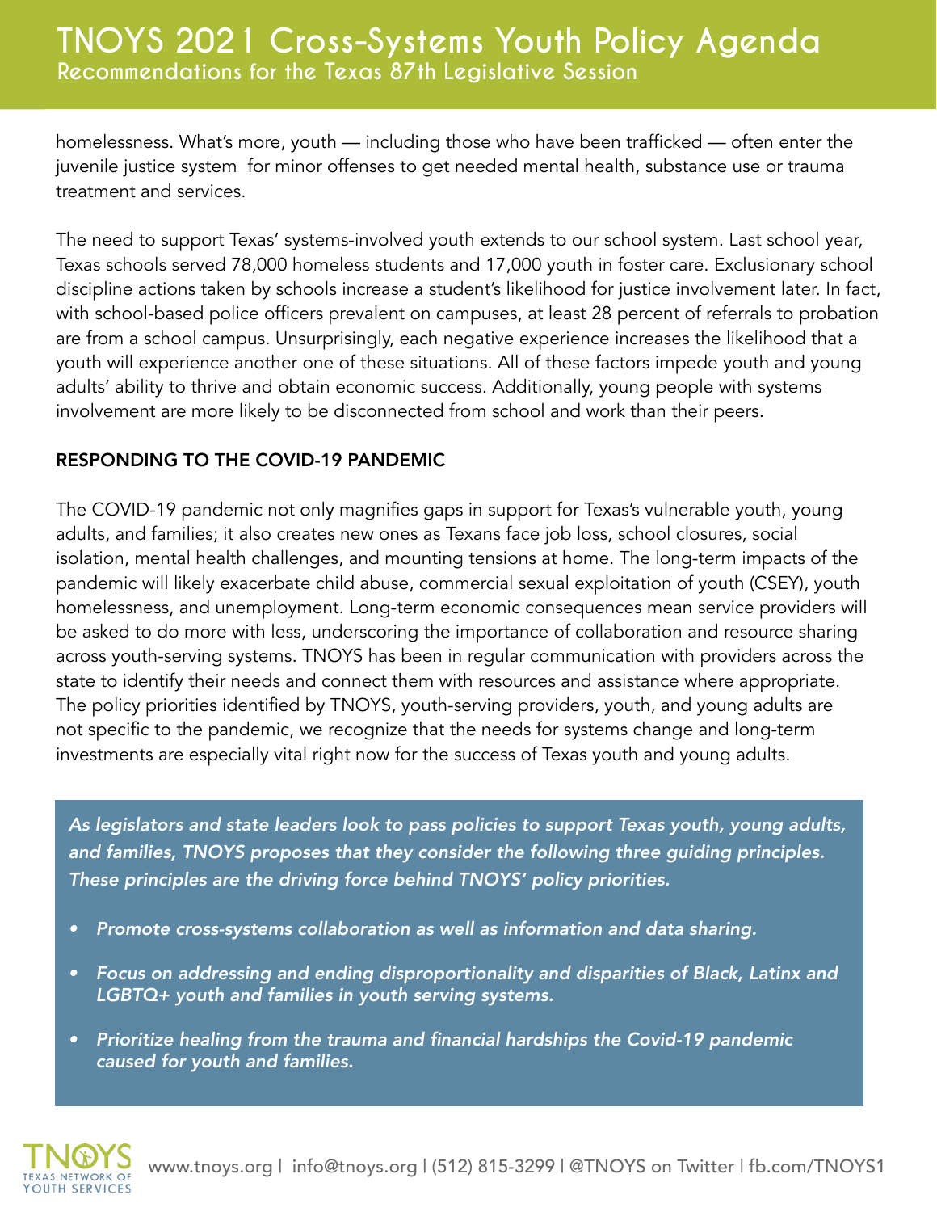homelessness. What's more, youth — including those who have been trafficked — often enter the juvenile justice system for minor offenses to get needed mental health, substance use or trauma treatment and services.

The need to support Texas' systems-involved youth extends to our school system. Last school year, Texas schools served 78,000 homeless students and 17,000 youth in foster care. Exclusionary school discipline actions taken by schools increase a student's likelihood for justice involvement later. In fact, with school-based police officers prevalent on campuses, at least 28 percent of referrals to probation are from a school campus. Unsurprisingly, each negative experience increases the likelihood that a youth will experience another one of these situations. All of these factors impede youth and young adults' ability to thrive and obtain economic success. Additionally, young people with systems involvement are more likely to be disconnected from school and work than their peers.

## RESPONDING TO THE COVID-19 PANDEMIC

The COVID-19 pandemic not only magnifies gaps in support for Texas's vulnerable youth, young adults, and families; it also creates new ones as Texans face job loss, school closures, social isolation, mental health challenges, and mounting tensions at home. The long-term impacts of the pandemic will likely exacerbate child abuse, commercial sexual exploitation of youth (CSEY), youth homelessness, and unemployment. Long-term economic consequences mean service providers will be asked to do more with less, underscoring the importance of collaboration and resource sharing across youth-serving systems. TNOYS has been in regular communication with providers across the state to identify their needs and connect them with resources and assistance where appropriate. The policy priorities identified by TNOYS, youth-serving providers, youth, and young adults are not specific to the pandemic, we recognize that the needs for systems change and long-term investments are especially vital right now for the success of Texas youth and young adults.

*As legislators and state leaders look to pass policies to support Texas youth, young adults, and families, TNOYS proposes that they consider the following three guiding principles. These principles are the driving force behind TNOYS' policy priorities.*

- *Promote cross-systems collaboration as well as information and data sharing.*
- *Focus on addressing and ending disproportionality and disparities of Black, Latinx and LGBTQ+ youth and families in youth serving systems.*
- *Prioritize healing from the trauma and financial hardships the Covid-19 pandemic caused for youth and families.*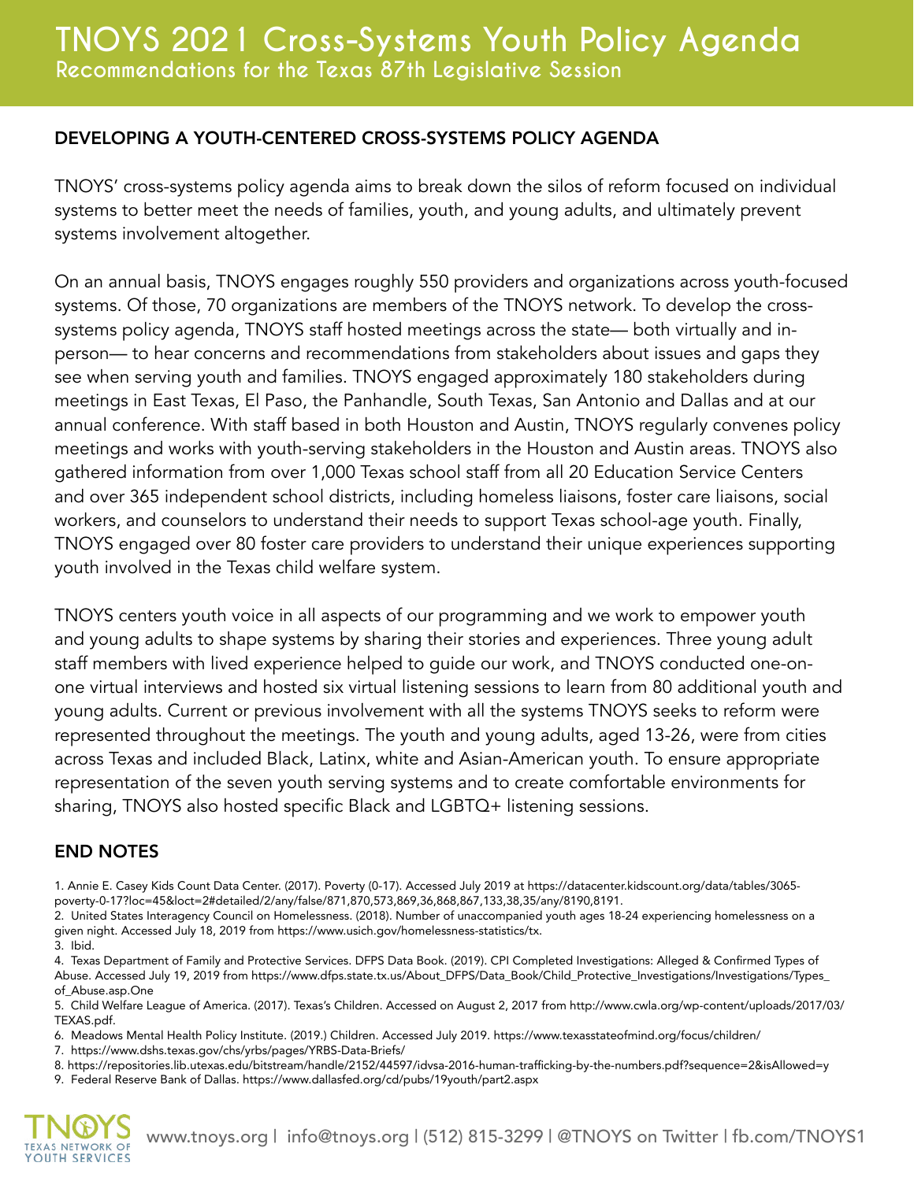# TNOYS 2021 Cross-Systems Youth Policy Agenda

**Recommendations for the Texas 87th Legislative Session**

## DEVELOPING A YOUTH-CENTERED CROSS-SYSTEMS POLICY AGENDA

TNOYS' cross-systems policy agenda aims to break down the silos of reform focused on individual systems to better meet the needs of families, youth, and young adults, and ultimately prevent systems involvement altogether.

On an annual basis, TNOYS engages roughly 550 providers and organizations across youth-focused systems. Of those, 70 organizations are members of the TNOYS network. To develop the cross-systems policy agenda, TNOYS staff hosted meetings across the state— both virtually and in-person— to hear concerns and recommendations from stakeholders about issues and gaps they see when serving youth and families. TNOYS engaged approximately 180 stakeholders during meetings in East Texas, El Paso, the Panhandle, South Texas, San Antonio and Dallas and at our annual conference. With staff based in both Houston and Austin, TNOYS regularly convenes policy meetings and works with youth-serving stakeholders in the Houston and Austin areas. TNOYS also gathered information from over 1,000 Texas school staff from all 20 Education Service Centers and over 365 independent school districts, including homeless liaisons, foster care liaisons, social workers, and counselors to understand their needs to support Texas school-age youth. Finally, TNOYS engaged over 80 foster care providers to understand their unique experiences supporting youth involved in the Texas child welfare system.

TNOYS centers youth voice in all aspects of our programming and we work to empower youth and young adults to shape systems by sharing their stories and experiences. Three young adult staff members with lived experience helped to guide our work, and TNOYS conducted one-on-one virtual interviews and hosted six virtual listening sessions to learn from 80 additional youth and young adults. Current or previous involvement with all the systems TNOYS seeks to reform were represented throughout the meetings. The youth and young adults, aged 13-26, were from cities across Texas and included Black, Latinx, white and Asian-American youth. To ensure appropriate representation of the seven youth serving systems and to create comfortable environments for sharing, TNOYS also hosted specific Black and LGBTQ+ listening sessions.

## END NOTES

1. Annie E. Casey Kids Count Data Center. (2017). Poverty (0-17). Accessed July 2019 at https://datacenter.kidscount.org/data/tables/3065-poverty-0-17?loc=45&loct=2#detailed/2/any/false/871,870,573,869,36,868,867,133,38,35/any/8190,8191.
2. United States Interagency Council on Homelessness. (2018). Number of unaccompanied youth ages 18-24 experiencing homelessness on a given night. Accessed July 18, 2019 from https://www.usich.gov/homelessness-statistics/tx.
3. Ibid.
4. Texas Department of Family and Protective Services. DFPS Data Book. (2019). CPI Completed Investigations: Alleged & Confirmed Types of Abuse. Accessed July 19, 2019 from https://www.dfps.state.tx.us/About_DFPS/Data_Book/Child_Protective_Investigations/Investigations/Types_of_Abuse.asp.One
5. Child Welfare League of America. (2017). Texas's Children. Accessed on August 2, 2017 from http://www.cwla.org/wp-content/uploads/2017/03/TEXAS.pdf.
6. Meadows Mental Health Policy Institute. (2019.) Children. Accessed July 2019. https://www.texasstateofmind.org/focus/children/
7. https://www.dshs.texas.gov/chs/yrbs/pages/YRBS-Data-Briefs/
8. https://repositories.lib.utexas.edu/bitstream/handle/2152/44597/idvsa-2016-human-trafficking-by-the-numbers.pdf?sequence=2&isAllowed=y
9. Federal Reserve Bank of Dallas. https://www.dallasfed.org/cd/pubs/19youth/part2.aspx

TNOYS TEXAS NETWORK OF YOUTH SERVICES

www.tnoys.org | info@tnoys.org | (512) 815-3299 | @TNOYS on Twitter | fb.com/TNOYS1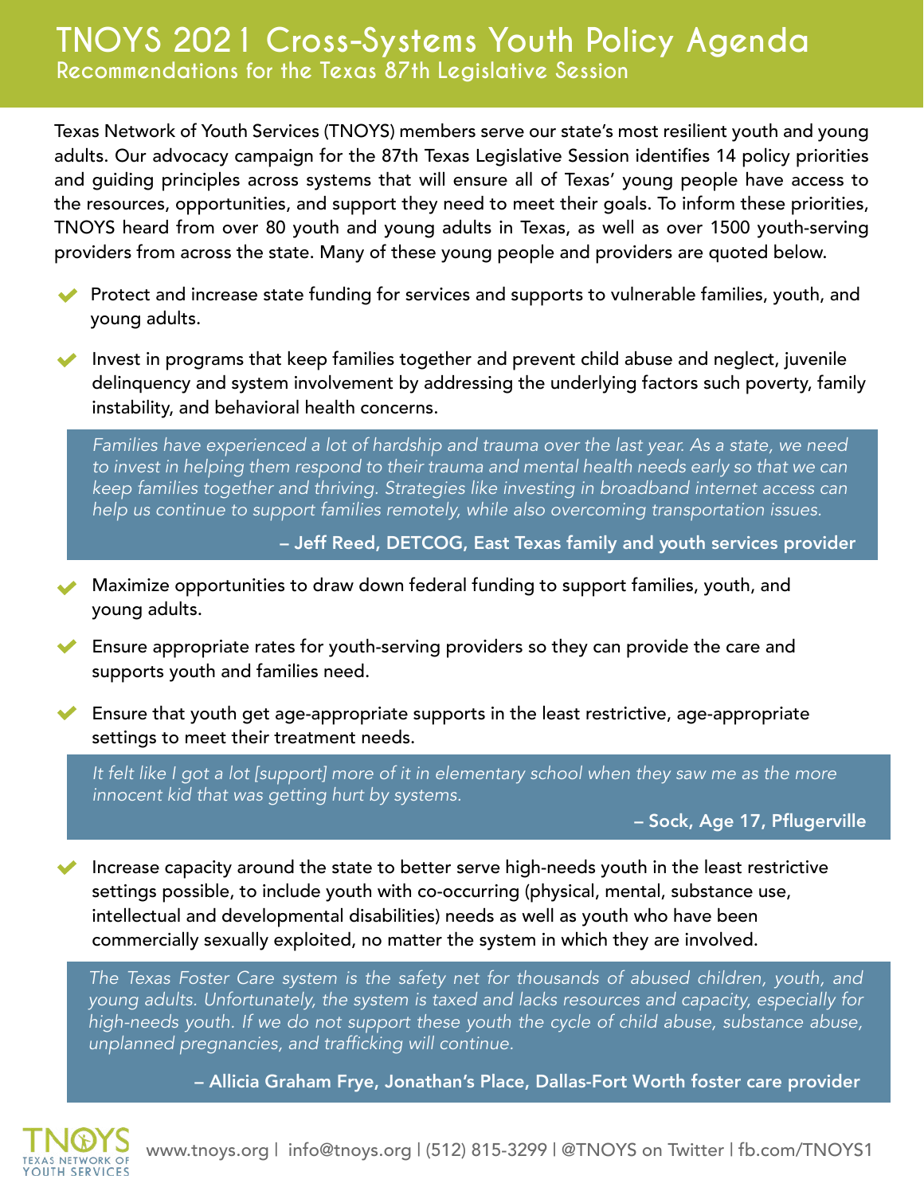# TNOYS 2021 Cross-Systems Youth Policy Agenda

## Recommendations for the Texas 87th Legislative Session

Texas Network of Youth Services (TNOYS) members serve our state's most resilient youth and young adults. Our advocacy campaign for the 87th Texas Legislative Session identifies 14 policy priorities and guiding principles across systems that will ensure all of Texas' young people have access to the resources, opportunities, and support they need to meet their goals. To inform these priorities, TNOYS heard from over 80 youth and young adults in Texas, as well as over 1500 youth-serving providers from across the state. Many of these young people and providers are quoted below.

- Protect and increase state funding for services and supports to vulnerable families, youth, and young adults.
- Invest in programs that keep families together and prevent child abuse and neglect, juvenile delinquency and system involvement by addressing the underlying factors such poverty, family instability, and behavioral health concerns.

> *Families have experienced a lot of hardship and trauma over the last year. As a state, we need to invest in helping them respond to their trauma and mental health needs early so that we can keep families together and thriving. Strategies like investing in broadband internet access can help us continue to support families remotely, while also overcoming transportation issues.*
>
> **– Jeff Reed, DETCOG, East Texas family and youth services provider**

- Maximize opportunities to draw down federal funding to support families, youth, and young adults.
- Ensure appropriate rates for youth-serving providers so they can provide the care and supports youth and families need.
- Ensure that youth get age-appropriate supports in the least restrictive, age-appropriate settings to meet their treatment needs.

> *It felt like I got a lot [support] more of it in elementary school when they saw me as the more innocent kid that was getting hurt by systems.*
>
> **– Sock, Age 17, Pflugerville**

- Increase capacity around the state to better serve high-needs youth in the least restrictive settings possible, to include youth with co-occurring (physical, mental, substance use, intellectual and developmental disabilities) needs as well as youth who have been commercially sexually exploited, no matter the system in which they are involved.

> *The Texas Foster Care system is the safety net for thousands of abused children, youth, and young adults. Unfortunately, the system is taxed and lacks resources and capacity, especially for high-needs youth. If we do not support these youth the cycle of child abuse, substance abuse, unplanned pregnancies, and trafficking will continue.*
>
> **– Allicia Graham Frye, Jonathan's Place, Dallas-Fort Worth foster care provider**

TNOYS TEXAS NETWORK OF YOUTH SERVICES

www.tnoys.org | info@tnoys.org | (512) 815-3299 | @TNOYS on Twitter | fb.com/TNOYS1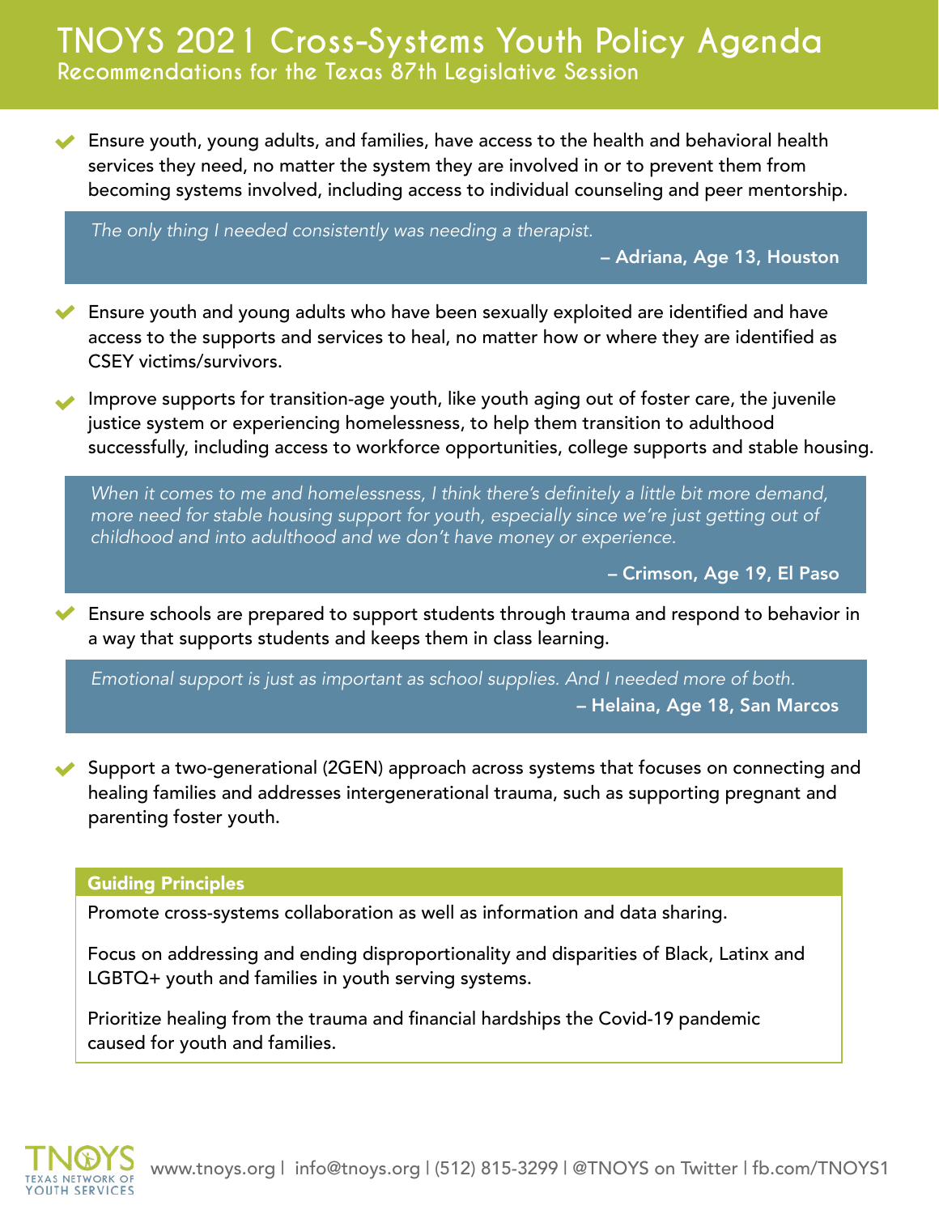# TNOYS 2021 Cross-Systems Youth Policy Agenda

## Recommendations for the Texas 87th Legislative Session

- Ensure youth, young adults, and families, have access to the health and behavioral health services they need, no matter the system they are involved in or to prevent them from becoming systems involved, including access to individual counseling and peer mentorship.

> *The only thing I needed consistently was needing a therapist.*
>
> **– Adriana, Age 13, Houston**

- Ensure youth and young adults who have been sexually exploited are identified and have access to the supports and services to heal, no matter how or where they are identified as CSEY victims/survivors.

- Improve supports for transition-age youth, like youth aging out of foster care, the juvenile justice system or experiencing homelessness, to help them transition to adulthood successfully, including access to workforce opportunities, college supports and stable housing.

> *When it comes to me and homelessness, I think there's definitely a little bit more demand, more need for stable housing support for youth, especially since we're just getting out of childhood and into adulthood and we don't have money or experience.*
>
> **– Crimson, Age 19, El Paso**

- Ensure schools are prepared to support students through trauma and respond to behavior in a way that supports students and keeps them in class learning.

> *Emotional support is just as important as school supplies. And I needed more of both.*
>
> **– Helaina, Age 18, San Marcos**

- Support a two-generational (2GEN) approach across systems that focuses on connecting and healing families and addresses intergenerational trauma, such as supporting pregnant and parenting foster youth.

### Guiding Principles

Promote cross-systems collaboration as well as information and data sharing.

Focus on addressing and ending disproportionality and disparities of Black, Latinx and LGBTQ+ youth and families in youth serving systems.

Prioritize healing from the trauma and financial hardships the Covid-19 pandemic caused for youth and families.

TNOYS TEXAS NETWORK OF YOUTH SERVICES

www.tnoys.org | info@tnoys.org | (512) 815-3299 | @TNOYS on Twitter | fb.com/TNOYS1